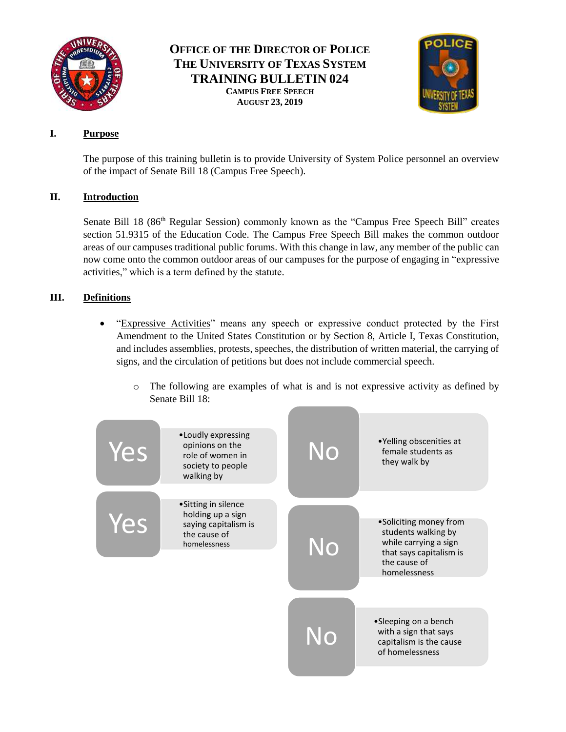# Office of the Director of Police
# The University of Texas System
# TRAINING BULLETIN 024
### Campus Free Speech
### August 23, 2019

## I. Purpose

The purpose of this training bulletin is to provide University of System Police personnel an overview of the impact of Senate Bill 18 (Campus Free Speech).

## II. Introduction

Senate Bill 18 (86th Regular Session) commonly known as the "Campus Free Speech Bill" creates section 51.9315 of the Education Code. The Campus Free Speech Bill makes the common outdoor areas of our campuses traditional public forums. With this change in law, any member of the public can now come onto the common outdoor areas of our campuses for the purpose of engaging in "expressive activities," which is a term defined by the statute.

## III. Definitions

- "Expressive Activities" means any speech or expressive conduct protected by the First Amendment to the United States Constitution or by Section 8, Article I, Texas Constitution, and includes assemblies, protests, speeches, the distribution of written material, the carrying of signs, and the circulation of petitions but does not include commercial speech.
    - The following are examples of what is and is not expressive activity as defined by Senate Bill 18:

| | Example |
|---|---|
| Yes | Loudly expressing opinions on the role of women in society to people walking by |
| Yes | Sitting in silence holding up a sign saying capitalism is the cause of homelessness |
| No | Yelling obscenities at female students as they walk by |
| No | Soliciting money from students walking by while carrying a sign that says capitalism is the cause of homelessness |
| No | Sleeping on a bench with a sign that says capitalism is the cause of homelessness |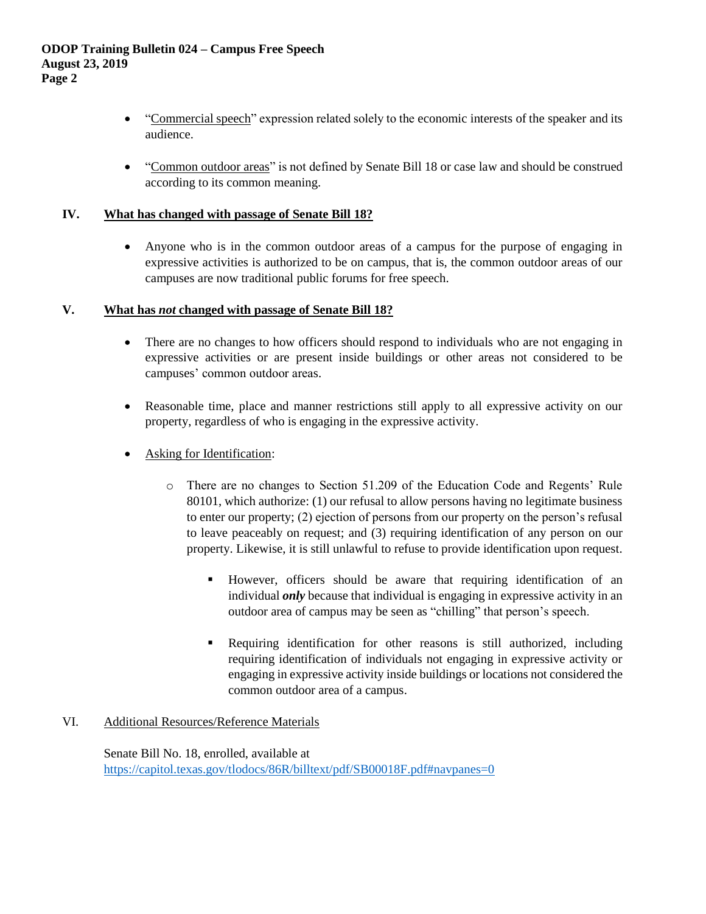- "Commercial speech" expression related solely to the economic interests of the speaker and its audience.

- "Common outdoor areas" is not defined by Senate Bill 18 or case law and should be construed according to its common meaning.

## IV. What has changed with passage of Senate Bill 18?

- Anyone who is in the common outdoor areas of a campus for the purpose of engaging in expressive activities is authorized to be on campus, that is, the common outdoor areas of our campuses are now traditional public forums for free speech.

## V. What has *not* changed with passage of Senate Bill 18?

- There are no changes to how officers should respond to individuals who are not engaging in expressive activities or are present inside buildings or other areas not considered to be campuses' common outdoor areas.

- Reasonable time, place and manner restrictions still apply to all expressive activity on our property, regardless of who is engaging in the expressive activity.

- Asking for Identification:

  - There are no changes to Section 51.209 of the Education Code and Regents' Rule 80101, which authorize: (1) our refusal to allow persons having no legitimate business to enter our property; (2) ejection of persons from our property on the person's refusal to leave peaceably on request; and (3) requiring identification of any person on our property. Likewise, it is still unlawful to refuse to provide identification upon request.

    - However, officers should be aware that requiring identification of an individual ***only*** because that individual is engaging in expressive activity in an outdoor area of campus may be seen as "chilling" that person's speech.

    - Requiring identification for other reasons is still authorized, including requiring identification of individuals not engaging in expressive activity or engaging in expressive activity inside buildings or locations not considered the common outdoor area of a campus.

## VI. Additional Resources/Reference Materials

Senate Bill No. 18, enrolled, available at
https://capitol.texas.gov/tlodocs/86R/billtext/pdf/SB00018F.pdf#navpanes=0